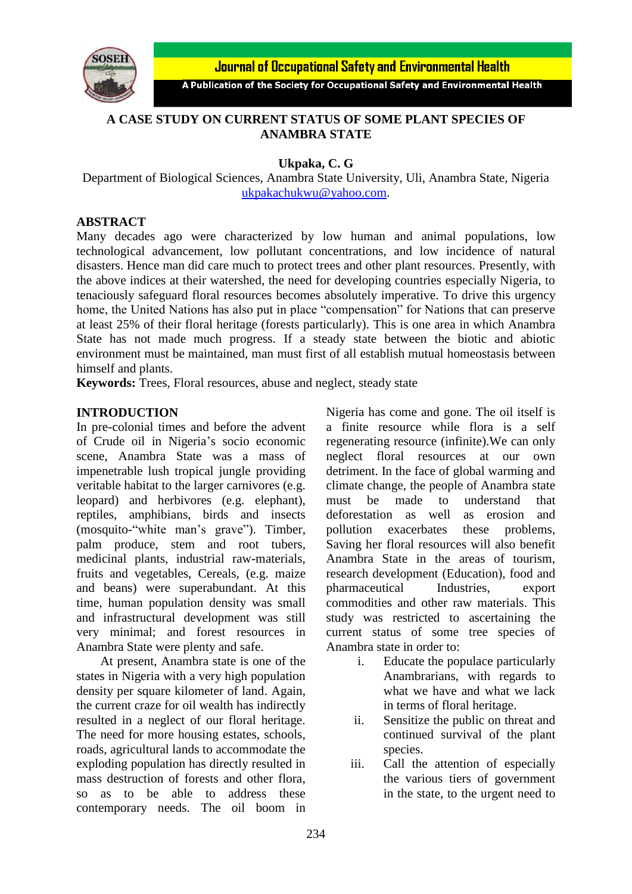# A CASE STUDY ON CURRENT STATUS OF SOME PLANT SPECIES OF ANAMBRA STATE

**Ukpaka, C. G**

Department of Biological Sciences, Anambra State University, Uli, Anambra State, Nigeria
ukpakachukwu@yahoo.com.

## ABSTRACT

Many decades ago were characterized by low human and animal populations, low technological advancement, low pollutant concentrations, and low incidence of natural disasters. Hence man did care much to protect trees and other plant resources. Presently, with the above indices at their watershed, the need for developing countries especially Nigeria, to tenaciously safeguard floral resources becomes absolutely imperative. To drive this urgency home, the United Nations has also put in place "compensation" for Nations that can preserve at least 25% of their floral heritage (forests particularly). This is one area in which Anambra State has not made much progress. If a steady state between the biotic and abiotic environment must be maintained, man must first of all establish mutual homeostasis between himself and plants.

**Keywords:** Trees, Floral resources, abuse and neglect, steady state

## INTRODUCTION

In pre-colonial times and before the advent of Crude oil in Nigeria's socio economic scene, Anambra State was a mass of impenetrable lush tropical jungle providing veritable habitat to the larger carnivores (e.g. leopard) and herbivores (e.g. elephant), reptiles, amphibians, birds and insects (mosquito-"white man's grave"). Timber, palm produce, stem and root tubers, medicinal plants, industrial raw-materials, fruits and vegetables, Cereals, (e.g. maize and beans) were superabundant. At this time, human population density was small and infrastructural development was still very minimal; and forest resources in Anambra State were plenty and safe.

At present, Anambra state is one of the states in Nigeria with a very high population density per square kilometer of land. Again, the current craze for oil wealth has indirectly resulted in a neglect of our floral heritage. The need for more housing estates, schools, roads, agricultural lands to accommodate the exploding population has directly resulted in mass destruction of forests and other flora, so as to be able to address these contemporary needs. The oil boom in Nigeria has come and gone. The oil itself is a finite resource while flora is a self regenerating resource (infinite).We can only neglect floral resources at our own detriment. In the face of global warming and climate change, the people of Anambra state must be made to understand that deforestation as well as erosion and pollution exacerbates these problems, Saving her floral resources will also benefit Anambra State in the areas of tourism, research development (Education), food and pharmaceutical Industries, export commodities and other raw materials. This study was restricted to ascertaining the current status of some tree species of Anambra state in order to:

i. Educate the populace particularly Anambrarians, with regards to what we have and what we lack in terms of floral heritage.
ii. Sensitize the public on threat and continued survival of the plant species.
iii. Call the attention of especially the various tiers of government in the state, to the urgent need to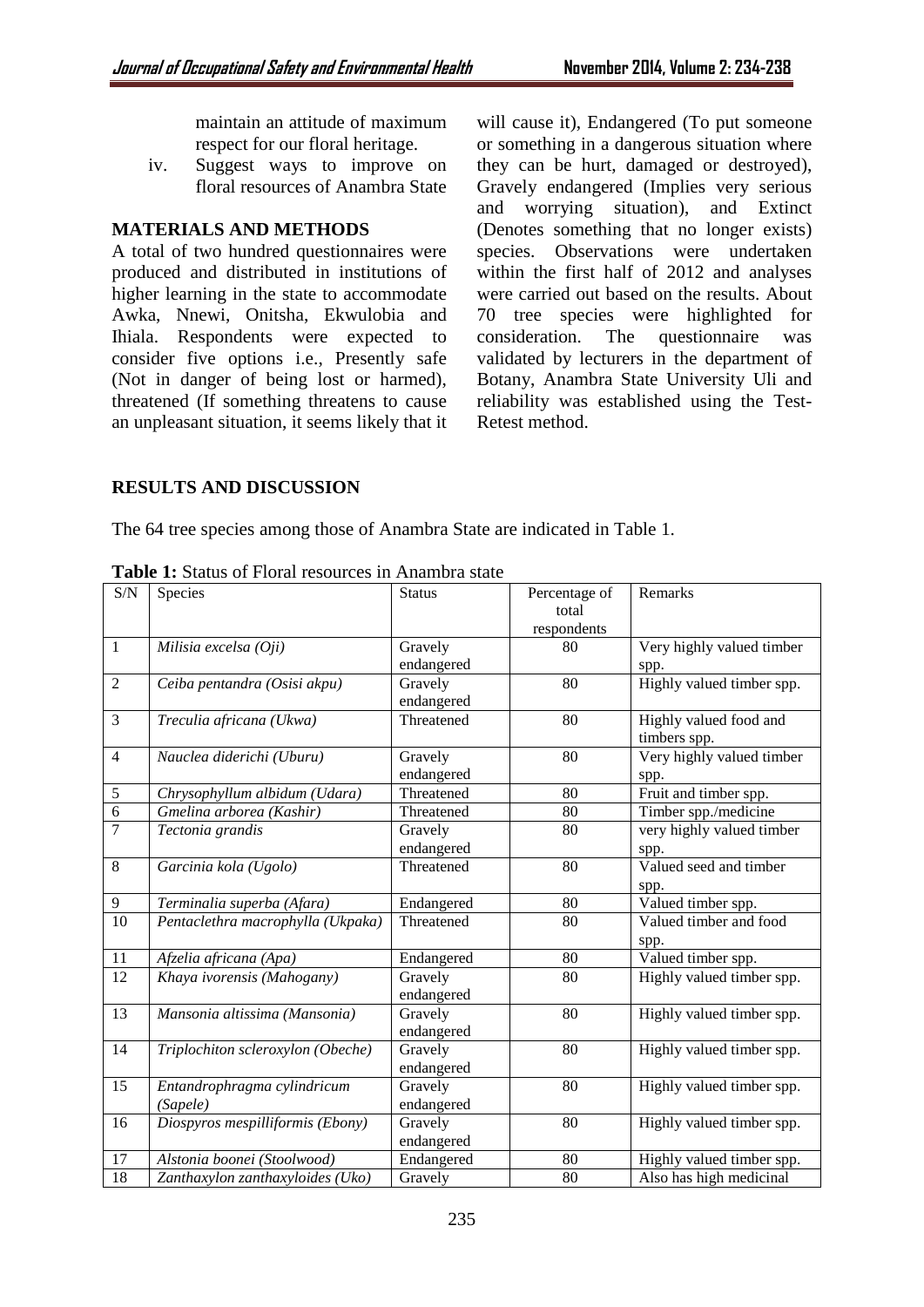maintain an attitude of maximum respect for our floral heritage.

iv. Suggest ways to improve on floral resources of Anambra State

## MATERIALS AND METHODS

A total of two hundred questionnaires were produced and distributed in institutions of higher learning in the state to accommodate Awka, Nnewi, Onitsha, Ekwulobia and Ihiala. Respondents were expected to consider five options i.e., Presently safe (Not in danger of being lost or harmed), threatened (If something threatens to cause an unpleasant situation, it seems likely that it will cause it), Endangered (To put someone or something in a dangerous situation where they can be hurt, damaged or destroyed), Gravely endangered (Implies very serious and worrying situation), and Extinct (Denotes something that no longer exists) species. Observations were undertaken within the first half of 2012 and analyses were carried out based on the results. About 70 tree species were highlighted for consideration. The questionnaire was validated by lecturers in the department of Botany, Anambra State University Uli and reliability was established using the Test-Retest method.

## RESULTS AND DISCUSSION

The 64 tree species among those of Anambra State are indicated in Table 1.

**Table 1:** Status of Floral resources in Anambra state

| S/N | Species | Status | Percentage of total respondents | Remarks |
|---|---|---|---|---|
| 1 | *Milisia excelsa (Oji)* | Gravely endangered | 80 | Very highly valued timber spp. |
| 2 | *Ceiba pentandra (Osisi akpu)* | Gravely endangered | 80 | Highly valued timber spp. |
| 3 | *Treculia africana (Ukwa)* | Threatened | 80 | Highly valued food and timbers spp. |
| 4 | *Nauclea diderichi (Uburu)* | Gravely endangered | 80 | Very highly valued timber spp. |
| 5 | *Chrysophyllum albidum (Udara)* | Threatened | 80 | Fruit and timber spp. |
| 6 | *Gmelina arborea (Kashir)* | Threatened | 80 | Timber spp./medicine |
| 7 | *Tectonia grandis* | Gravely endangered | 80 | very highly valued timber spp. |
| 8 | *Garcinia kola (Ugolo)* | Threatened | 80 | Valued seed and timber spp. |
| 9 | *Terminalia superba (Afara)* | Endangered | 80 | Valued timber spp. |
| 10 | *Pentaclethra macrophylla (Ukpaka)* | Threatened | 80 | Valued timber and food spp. |
| 11 | *Afzelia africana (Apa)* | Endangered | 80 | Valued timber spp. |
| 12 | *Khaya ivorensis (Mahogany)* | Gravely endangered | 80 | Highly valued timber spp. |
| 13 | *Mansonia altissima (Mansonia)* | Gravely endangered | 80 | Highly valued timber spp. |
| 14 | *Triplochiton scleroxylon (Obeche)* | Gravely endangered | 80 | Highly valued timber spp. |
| 15 | *Entandrophragma cylindricum (Sapele)* | Gravely endangered | 80 | Highly valued timber spp. |
| 16 | *Diospyros mespilliformis (Ebony)* | Gravely endangered | 80 | Highly valued timber spp. |
| 17 | *Alstonia boonei (Stoolwood)* | Endangered | 80 | Highly valued timber spp. |
| 18 | *Zanthaxylon zanthaxyloides (Uko)* | Gravely | 80 | Also has high medicinal |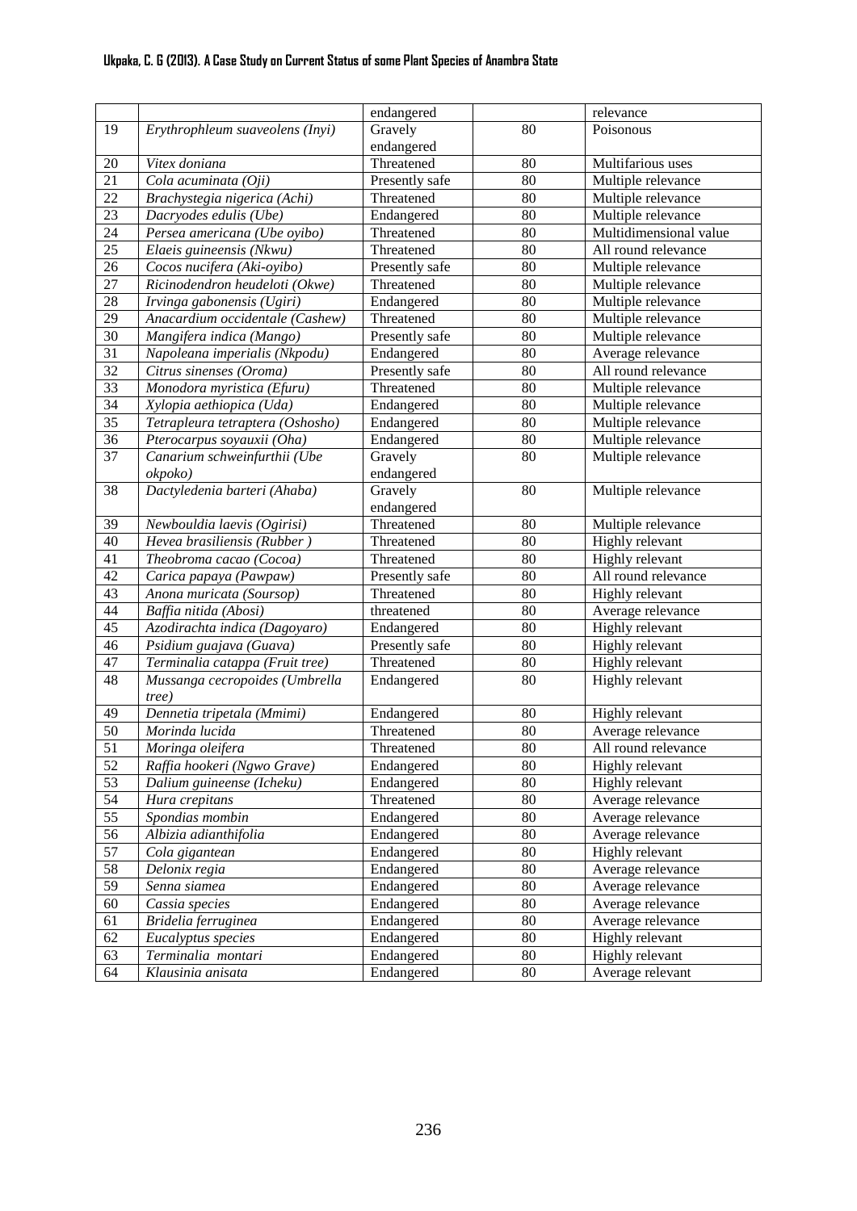| | | endangered | | relevance |
|---|---|---|---|---|
| 19 | *Erythrophleum suaveolens (Inyi)* | Gravely endangered | 80 | Poisonous |
| 20 | *Vitex doniana* | Threatened | 80 | Multifarious uses |
| 21 | *Cola acuminata (Oji)* | Presently safe | 80 | Multiple relevance |
| 22 | *Brachystegia nigerica (Achi)* | Threatened | 80 | Multiple relevance |
| 23 | *Dacryodes edulis (Ube)* | Endangered | 80 | Multiple relevance |
| 24 | *Persea americana (Ube oyibo)* | Threatened | 80 | Multidimensional value |
| 25 | *Elaeis guineensis (Nkwu)* | Threatened | 80 | All round relevance |
| 26 | *Cocos nucifera (Aki-oyibo)* | Presently safe | 80 | Multiple relevance |
| 27 | *Ricinodendron heudeloti (Okwe)* | Threatened | 80 | Multiple relevance |
| 28 | *Irvinga gabonensis (Ugiri)* | Endangered | 80 | Multiple relevance |
| 29 | *Anacardium occidentale (Cashew)* | Threatened | 80 | Multiple relevance |
| 30 | *Mangifera indica (Mango)* | Presently safe | 80 | Multiple relevance |
| 31 | *Napoleana imperialis (Nkpodu)* | Endangered | 80 | Average relevance |
| 32 | *Citrus sinenses (Oroma)* | Presently safe | 80 | All round relevance |
| 33 | *Monodora myristica (Efuru)* | Threatened | 80 | Multiple relevance |
| 34 | *Xylopia aethiopica (Uda)* | Endangered | 80 | Multiple relevance |
| 35 | *Tetrapleura tetraptera (Oshosho)* | Endangered | 80 | Multiple relevance |
| 36 | *Pterocarpus soyauxii (Oha)* | Endangered | 80 | Multiple relevance |
| 37 | *Canarium schweinfurthii (Ube okpoko)* | Gravely endangered | 80 | Multiple relevance |
| 38 | *Dactyledenia barteri (Ahaba)* | Gravely endangered | 80 | Multiple relevance |
| 39 | *Newbouldia laevis (Ogirisi)* | Threatened | 80 | Multiple relevance |
| 40 | *Hevea brasiliensis (Rubber )* | Threatened | 80 | Highly relevant |
| 41 | *Theobroma cacao (Cocoa)* | Threatened | 80 | Highly relevant |
| 42 | *Carica papaya (Pawpaw)* | Presently safe | 80 | All round relevance |
| 43 | *Anona muricata (Soursop)* | Threatened | 80 | Highly relevant |
| 44 | *Baffia nitida (Abosi)* | threatened | 80 | Average relevance |
| 45 | *Azodirachta indica (Dagoyaro)* | Endangered | 80 | Highly relevant |
| 46 | *Psidium guajava (Guava)* | Presently safe | 80 | Highly relevant |
| 47 | *Terminalia catappa (Fruit tree)* | Threatened | 80 | Highly relevant |
| 48 | *Mussanga cecropoides (Umbrella tree)* | Endangered | 80 | Highly relevant |
| 49 | *Dennetia tripetala (Mmimi)* | Endangered | 80 | Highly relevant |
| 50 | *Morinda lucida* | Threatened | 80 | Average relevance |
| 51 | *Moringa oleifera* | Threatened | 80 | All round relevance |
| 52 | *Raffia hookeri (Ngwo Grave)* | Endangered | 80 | Highly relevant |
| 53 | *Dalium guineense (Icheku)* | Endangered | 80 | Highly relevant |
| 54 | *Hura crepitans* | Threatened | 80 | Average relevance |
| 55 | *Spondias mombin* | Endangered | 80 | Average relevance |
| 56 | *Albizia adianthifolia* | Endangered | 80 | Average relevance |
| 57 | *Cola gigantean* | Endangered | 80 | Highly relevant |
| 58 | *Delonix regia* | Endangered | 80 | Average relevance |
| 59 | *Senna siamea* | Endangered | 80 | Average relevance |
| 60 | *Cassia species* | Endangered | 80 | Average relevance |
| 61 | *Bridelia ferruginea* | Endangered | 80 | Average relevance |
| 62 | *Eucalyptus species* | Endangered | 80 | Highly relevant |
| 63 | *Terminalia montari* | Endangered | 80 | Highly relevant |
| 64 | *Klausinia anisata* | Endangered | 80 | Average relevant |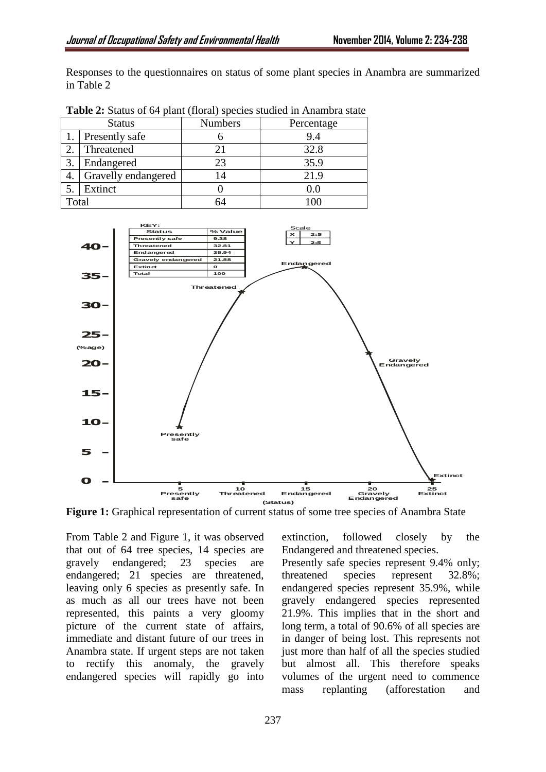Responses to the questionnaires on status of some plant species in Anambra are summarized in Table 2

**Table 2:** Status of 64 plant (floral) species studied in Anambra state

| Status | | Numbers | Percentage |
|---|---|---|---|
| 1. | Presently safe | 6 | 9.4 |
| 2. | Threatened | 21 | 32.8 |
| 3. | Endangered | 23 | 35.9 |
| 4. | Gravelly endangered | 14 | 21.9 |
| 5. | Extinct | 0 | 0.0 |
| Total | | 64 | 100 |

**Figure 1:** Graphical representation of current status of some tree species of Anambra State

From Table 2 and Figure 1, it was observed that out of 64 tree species, 14 species are gravely endangered; 23 species are endangered; 21 species are threatened, leaving only 6 species as presently safe. In as much as all our trees have not been represented, this paints a very gloomy picture of the current state of affairs, immediate and distant future of our trees in Anambra state. If urgent steps are not taken to rectify this anomaly, the gravely endangered species will rapidly go into extinction, followed closely by the Endangered and threatened species.

Presently safe species represent 9.4% only; threatened species represent 32.8%; endangered species represent 35.9%, while gravely endangered species represented 21.9%. This implies that in the short and long term, a total of 90.6% of all species are in danger of being lost. This represents not just more than half of all the species studied but almost all. This therefore speaks volumes of the urgent need to commence mass replanting (afforestation and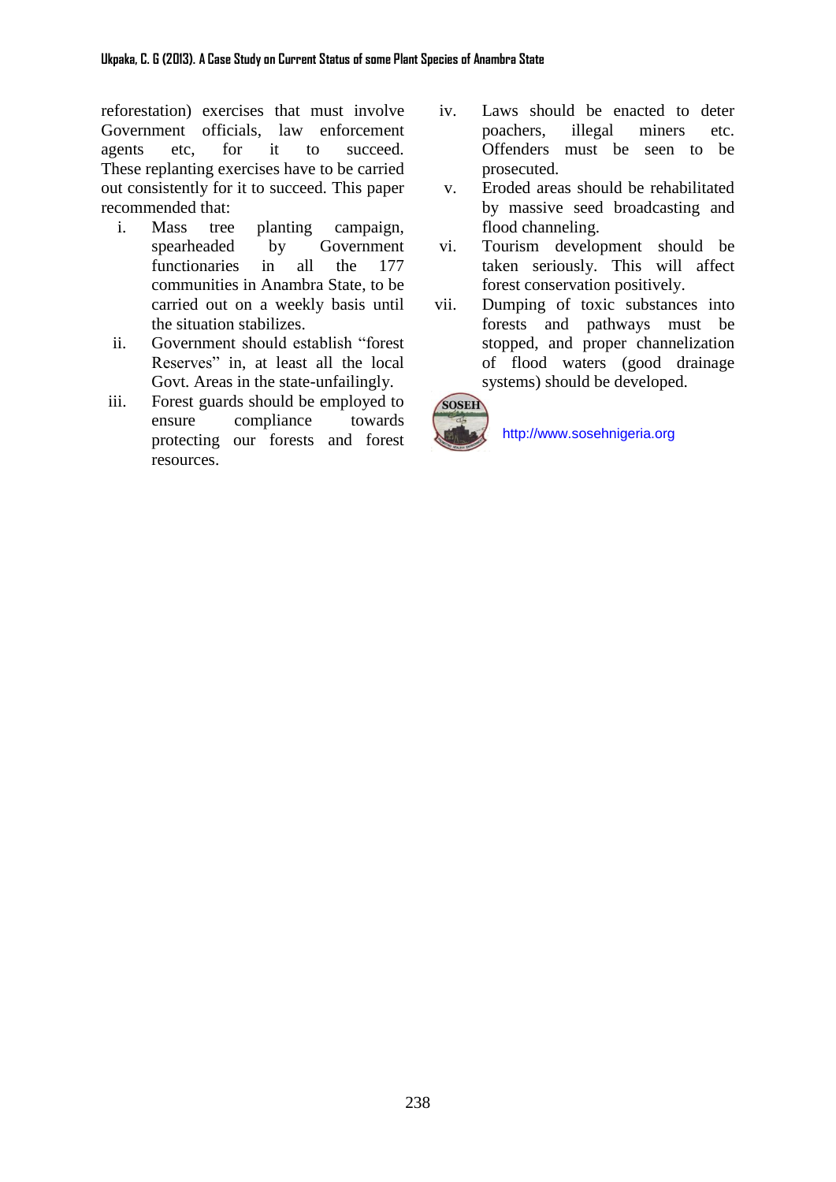reforestation) exercises that must involve Government officials, law enforcement agents etc, for it to succeed. These replanting exercises have to be carried out consistently for it to succeed. This paper recommended that:

i. Mass tree planting campaign, spearheaded by Government functionaries in all the 177 communities in Anambra State, to be carried out on a weekly basis until the situation stabilizes.
ii. Government should establish "forest Reserves" in, at least all the local Govt. Areas in the state-unfailingly.
iii. Forest guards should be employed to ensure compliance towards protecting our forests and forest resources.
iv. Laws should be enacted to deter poachers, illegal miners etc. Offenders must be seen to be prosecuted.
v. Eroded areas should be rehabilitated by massive seed broadcasting and flood channeling.
vi. Tourism development should be taken seriously. This will affect forest conservation positively.
vii. Dumping of toxic substances into forests and pathways must be stopped, and proper channelization of flood waters (good drainage systems) should be developed.

SOSEH

http://www.sosehnigeria.org